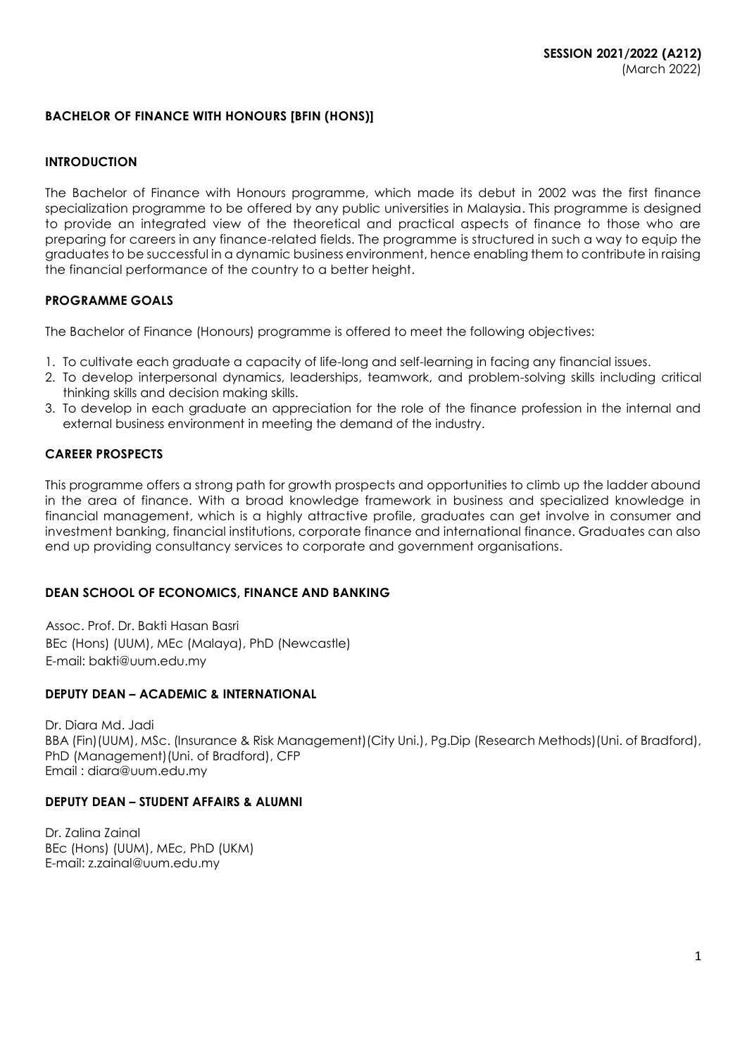**SESSION 2021/2022 (A212)**
(March 2022)

## BACHELOR OF FINANCE WITH HONOURS [BFIN (HONS)]

### INTRODUCTION

The Bachelor of Finance with Honours programme, which made its debut in 2002 was the first finance specialization programme to be offered by any public universities in Malaysia. This programme is designed to provide an integrated view of the theoretical and practical aspects of finance to those who are preparing for careers in any finance-related fields. The programme is structured in such a way to equip the graduates to be successful in a dynamic business environment, hence enabling them to contribute in raising the financial performance of the country to a better height.

### PROGRAMME GOALS

The Bachelor of Finance (Honours) programme is offered to meet the following objectives:

1. To cultivate each graduate a capacity of life-long and self-learning in facing any financial issues.
2. To develop interpersonal dynamics, leaderships, teamwork, and problem-solving skills including critical thinking skills and decision making skills.
3. To develop in each graduate an appreciation for the role of the finance profession in the internal and external business environment in meeting the demand of the industry.

### CAREER PROSPECTS

This programme offers a strong path for growth prospects and opportunities to climb up the ladder abound in the area of finance. With a broad knowledge framework in business and specialized knowledge in financial management, which is a highly attractive profile, graduates can get involve in consumer and investment banking, financial institutions, corporate finance and international finance. Graduates can also end up providing consultancy services to corporate and government organisations.

### DEAN SCHOOL OF ECONOMICS, FINANCE AND BANKING

Assoc. Prof. Dr. Bakti Hasan Basri
BEc (Hons) (UUM), MEc (Malaya), PhD (Newcastle)
E-mail: bakti@uum.edu.my

### DEPUTY DEAN – ACADEMIC & INTERNATIONAL

Dr. Diara Md. Jadi
BBA (Fin)(UUM), MSc. (Insurance & Risk Management)(City Uni.), Pg.Dip (Research Methods)(Uni. of Bradford), PhD (Management)(Uni. of Bradford), CFP
Email : diara@uum.edu.my

### DEPUTY DEAN – STUDENT AFFAIRS & ALUMNI

Dr. Zalina Zainal
BEc (Hons) (UUM), MEc, PhD (UKM)
E-mail: z.zainal@uum.edu.my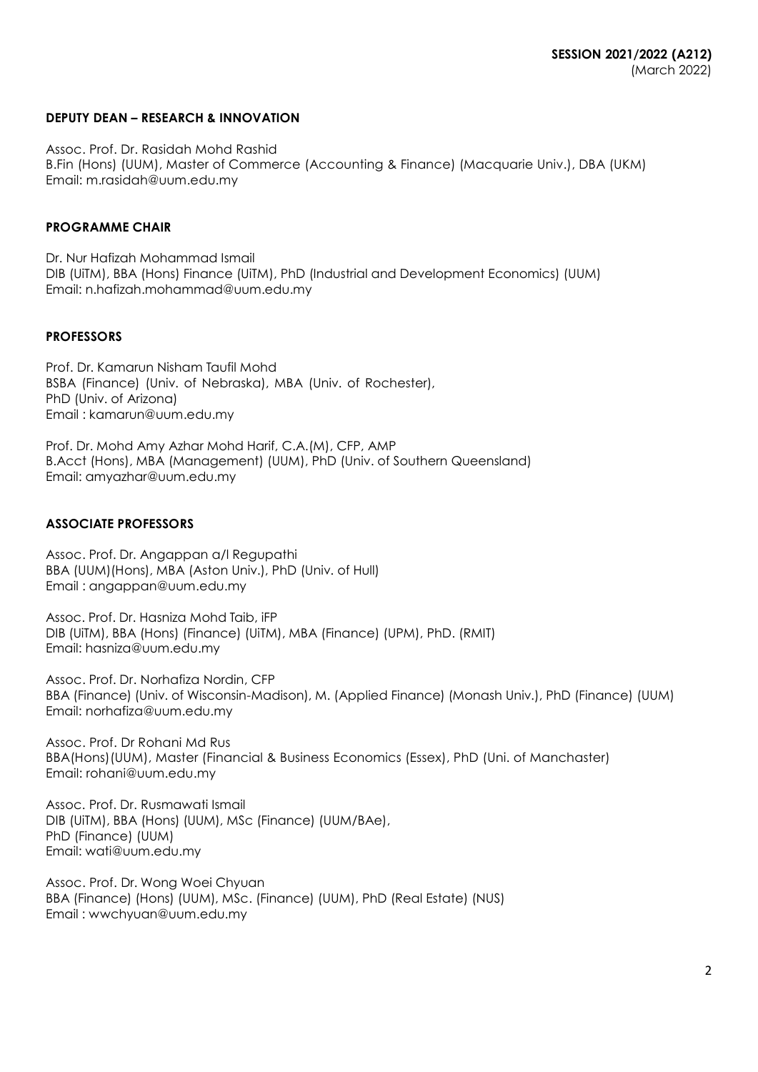**SESSION 2021/2022 (A212)**
(March 2022)

**DEPUTY DEAN – RESEARCH & INNOVATION**

Assoc. Prof. Dr. Rasidah Mohd Rashid
B.Fin (Hons) (UUM), Master of Commerce (Accounting & Finance) (Macquarie Univ.), DBA (UKM)
Email: m.rasidah@uum.edu.my

**PROGRAMME CHAIR**

Dr. Nur Hafizah Mohammad Ismail
DIB (UiTM), BBA (Hons) Finance (UiTM), PhD (Industrial and Development Economics) (UUM)
Email: n.hafizah.mohammad@uum.edu.my

**PROFESSORS**

Prof. Dr. Kamarun Nisham Taufil Mohd
BSBA (Finance) (Univ. of Nebraska), MBA (Univ. of Rochester),
PhD (Univ. of Arizona)
Email : kamarun@uum.edu.my

Prof. Dr. Mohd Amy Azhar Mohd Harif, C.A.(M), CFP, AMP
B.Acct (Hons), MBA (Management) (UUM), PhD (Univ. of Southern Queensland)
Email: amyazhar@uum.edu.my

**ASSOCIATE PROFESSORS**

Assoc. Prof. Dr. Angappan a/l Regupathi
BBA (UUM)(Hons), MBA (Aston Univ.), PhD (Univ. of Hull)
Email : angappan@uum.edu.my

Assoc. Prof. Dr. Hasniza Mohd Taib, iFP
DIB (UiTM), BBA (Hons) (Finance) (UiTM), MBA (Finance) (UPM), PhD. (RMIT)
Email: hasniza@uum.edu.my

Assoc. Prof. Dr. Norhafiza Nordin, CFP
BBA (Finance) (Univ. of Wisconsin-Madison), M. (Applied Finance) (Monash Univ.), PhD (Finance) (UUM)
Email: norhafiza@uum.edu.my

Assoc. Prof. Dr Rohani Md Rus
BBA(Hons)(UUM), Master (Financial & Business Economics (Essex), PhD (Uni. of Manchester)
Email: rohani@uum.edu.my

Assoc. Prof. Dr. Rusmawati Ismail
DIB (UiTM), BBA (Hons) (UUM), MSc (Finance) (UUM/BAe),
PhD (Finance) (UUM)
Email: wati@uum.edu.my

Assoc. Prof. Dr. Wong Woei Chyuan
BBA (Finance) (Hons) (UUM), MSc. (Finance) (UUM), PhD (Real Estate) (NUS)
Email : wwchyuan@uum.edu.my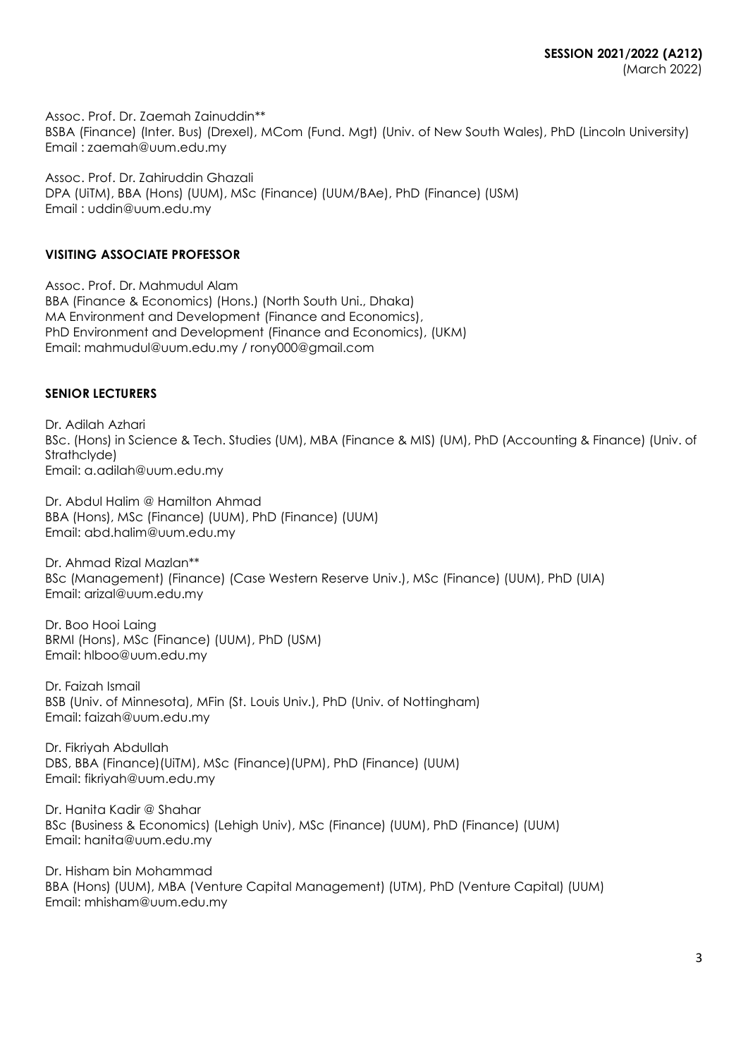Assoc. Prof. Dr. Zaemah Zainuddin**
BSBA (Finance) (Inter. Bus) (Drexel), MCom (Fund. Mgt) (Univ. of New South Wales), PhD (Lincoln University)
Email : zaemah@uum.edu.my

Assoc. Prof. Dr. Zahiruddin Ghazali
DPA (UiTM), BBA (Hons) (UUM), MSc (Finance) (UUM/BAe), PhD (Finance) (USM)
Email : uddin@uum.edu.my

## VISITING ASSOCIATE PROFESSOR

Assoc. Prof. Dr. Mahmudul Alam
BBA (Finance & Economics) (Hons.) (North South Uni., Dhaka)
MA Environment and Development (Finance and Economics),
PhD Environment and Development (Finance and Economics), (UKM)
Email: mahmudul@uum.edu.my / rony000@gmail.com

## SENIOR LECTURERS

Dr. Adilah Azhari
BSc. (Hons) in Science & Tech. Studies (UM), MBA (Finance & MIS) (UM), PhD (Accounting & Finance) (Univ. of Strathclyde)
Email: a.adilah@uum.edu.my

Dr. Abdul Halim @ Hamilton Ahmad
BBA (Hons), MSc (Finance) (UUM), PhD (Finance) (UUM)
Email: abd.halim@uum.edu.my

Dr. Ahmad Rizal Mazlan**
BSc (Management) (Finance) (Case Western Reserve Univ.), MSc (Finance) (UUM), PhD (UIA)
Email: arizal@uum.edu.my

Dr. Boo Hooi Laing
BRMI (Hons), MSc (Finance) (UUM), PhD (USM)
Email: hlboo@uum.edu.my

Dr. Faizah Ismail
BSB (Univ. of Minnesota), MFin (St. Louis Univ.), PhD (Univ. of Nottingham)
Email: faizah@uum.edu.my

Dr. Fikriyah Abdullah
DBS, BBA (Finance)(UiTM), MSc (Finance)(UPM), PhD (Finance) (UUM)
Email: fikriyah@uum.edu.my

Dr. Hanita Kadir @ Shahar
BSc (Business & Economics) (Lehigh Univ), MSc (Finance) (UUM), PhD (Finance) (UUM)
Email: hanita@uum.edu.my

Dr. Hisham bin Mohammad
BBA (Hons) (UUM), MBA (Venture Capital Management) (UTM), PhD (Venture Capital) (UUM)
Email: mhisham@uum.edu.my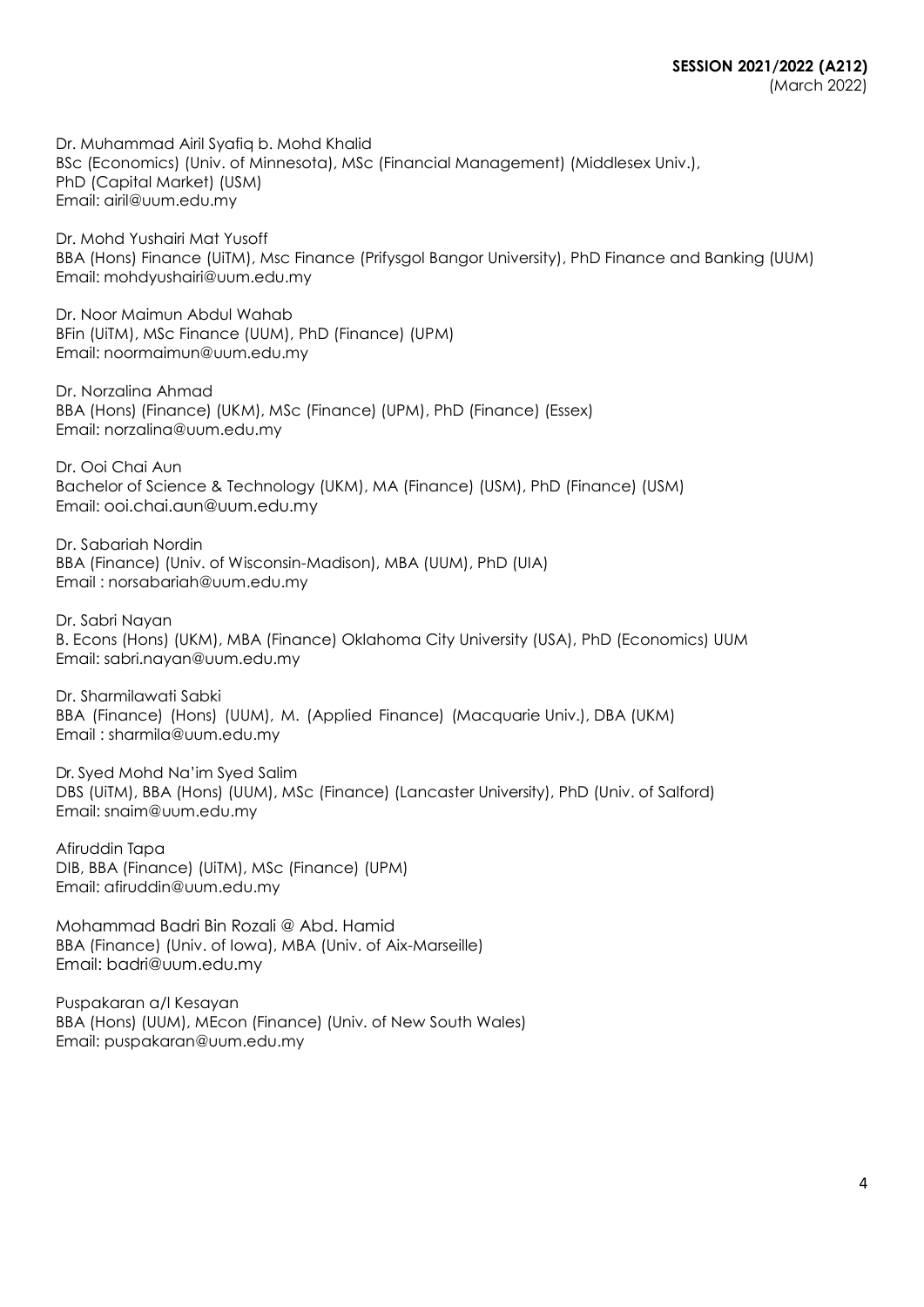Dr. Muhammad Airil Syafiq b. Mohd Khalid
BSc (Economics) (Univ. of Minnesota), MSc (Financial Management) (Middlesex Univ.), PhD (Capital Market) (USM)
Email: airil@uum.edu.my

Dr. Mohd Yushairi Mat Yusoff
BBA (Hons) Finance (UiTM), Msc Finance (Prifysgol Bangor University), PhD Finance and Banking (UUM)
Email: mohdyushairi@uum.edu.my

Dr. Noor Maimun Abdul Wahab
BFin (UiTM), MSc Finance (UUM), PhD (Finance) (UPM)
Email: noormaimun@uum.edu.my

Dr. Norzalina Ahmad
BBA (Hons) (Finance) (UKM), MSc (Finance) (UPM), PhD (Finance) (Essex)
Email: norzalina@uum.edu.my

Dr. Ooi Chai Aun
Bachelor of Science & Technology (UKM), MA (Finance) (USM), PhD (Finance) (USM)
Email: ooi.chai.aun@uum.edu.my

Dr. Sabariah Nordin
BBA (Finance) (Univ. of Wisconsin-Madison), MBA (UUM), PhD (UIA)
Email : norsabariah@uum.edu.my

Dr. Sabri Nayan
B. Econs (Hons) (UKM), MBA (Finance) Oklahoma City University (USA), PhD (Economics) UUM
Email: sabri.nayan@uum.edu.my

Dr. Sharmilawati Sabki
BBA (Finance) (Hons) (UUM), M. (Applied Finance) (Macquarie Univ.), DBA (UKM)
Email : sharmila@uum.edu.my

Dr. Syed Mohd Na'im Syed Salim
DBS (UiTM), BBA (Hons) (UUM), MSc (Finance) (Lancaster University), PhD (Univ. of Salford)
Email: snaim@uum.edu.my

Afiruddin Tapa
DIB, BBA (Finance) (UiTM), MSc (Finance) (UPM)
Email: afiruddin@uum.edu.my

Mohammad Badri Bin Rozali @ Abd. Hamid
BBA (Finance) (Univ. of Iowa), MBA (Univ. of Aix-Marseille)
Email: badri@uum.edu.my

Puspakaran a/l Kesayan
BBA (Hons) (UUM), MEcon (Finance) (Univ. of New South Wales)
Email: puspakaran@uum.edu.my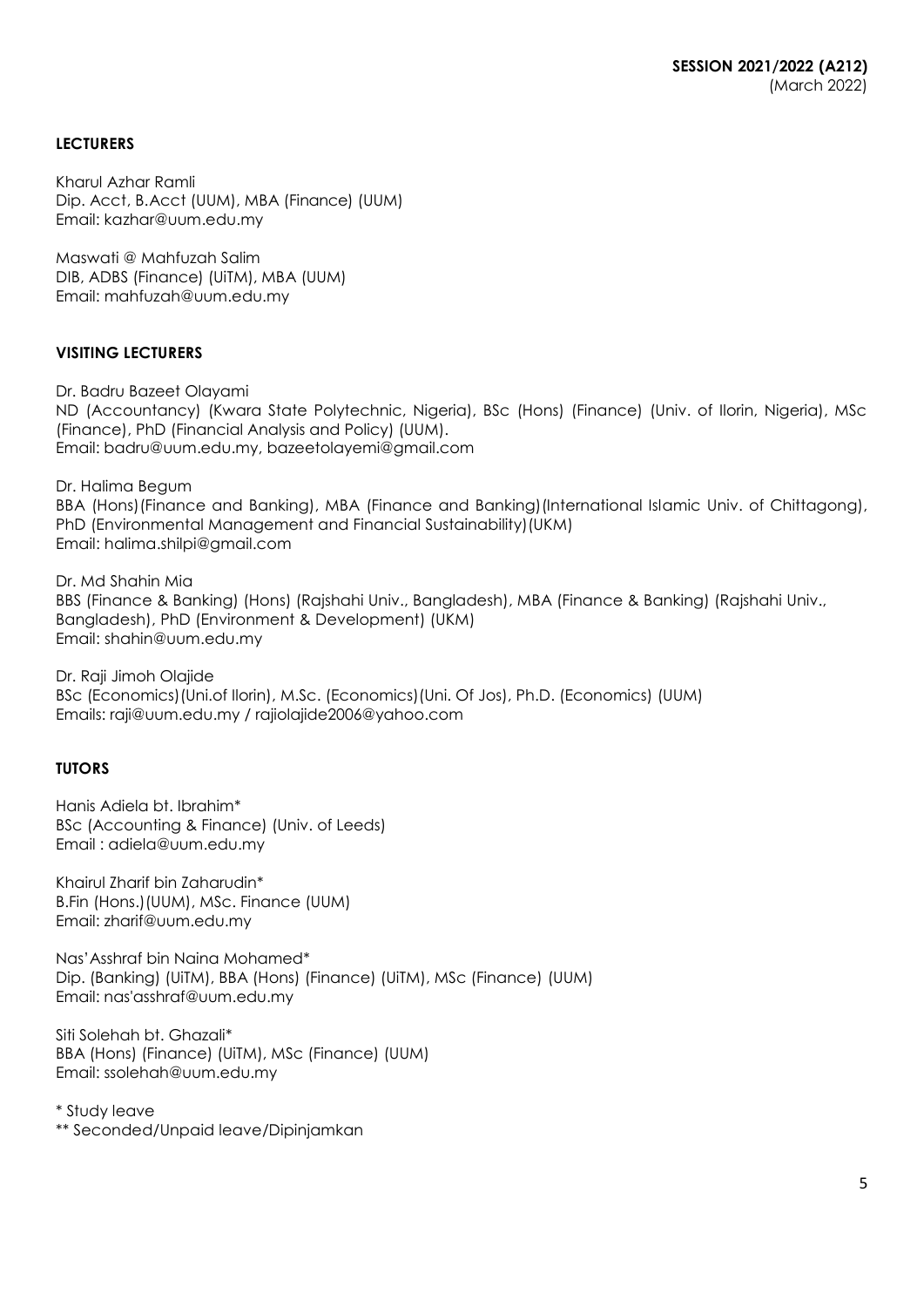**SESSION 2021/2022 (A212)**
(March 2022)

## LECTURERS

Kharul Azhar Ramli
Dip. Acct, B.Acct (UUM), MBA (Finance) (UUM)
Email: kazhar@uum.edu.my

Maswati @ Mahfuzah Salim
DIB, ADBS (Finance) (UiTM), MBA (UUM)
Email: mahfuzah@uum.edu.my

## VISITING LECTURERS

Dr. Badru Bazeet Olayami
ND (Accountancy) (Kwara State Polytechnic, Nigeria), BSc (Hons) (Finance) (Univ. of Ilorin, Nigeria), MSc (Finance), PhD (Financial Analysis and Policy) (UUM).
Email: badru@uum.edu.my, bazeetolayemi@gmail.com

Dr. Halima Begum
BBA (Hons)(Finance and Banking), MBA (Finance and Banking)(International Islamic Univ. of Chittagong), PhD (Environmental Management and Financial Sustainability)(UKM)
Email: halima.shilpi@gmail.com

Dr. Md Shahin Mia
BBS (Finance & Banking) (Hons) (Rajshahi Univ., Bangladesh), MBA (Finance & Banking) (Rajshahi Univ., Bangladesh), PhD (Environment & Development) (UKM)
Email: shahin@uum.edu.my

Dr. Raji Jimoh Olajide
BSc (Economics)(Uni.of Ilorin), M.Sc. (Economics)(Uni. Of Jos), Ph.D. (Economics) (UUM)
Emails: raji@uum.edu.my / rajiolajide2006@yahoo.com

## TUTORS

Hanis Adiela bt. Ibrahim*
BSc (Accounting & Finance) (Univ. of Leeds)
Email : adiela@uum.edu.my

Khairul Zharif bin Zaharudin*
B.Fin (Hons.)(UUM), MSc. Finance (UUM)
Email: zharif@uum.edu.my

Nas'Asshraf bin Naina Mohamed*
Dip. (Banking) (UiTM), BBA (Hons) (Finance) (UiTM), MSc (Finance) (UUM)
Email: nas'asshraf@uum.edu.my

Siti Solehah bt. Ghazali*
BBA (Hons) (Finance) (UiTM), MSc (Finance) (UUM)
Email: ssolehah@uum.edu.my

\* Study leave
\*\* Seconded/Unpaid leave/Dipinjamkan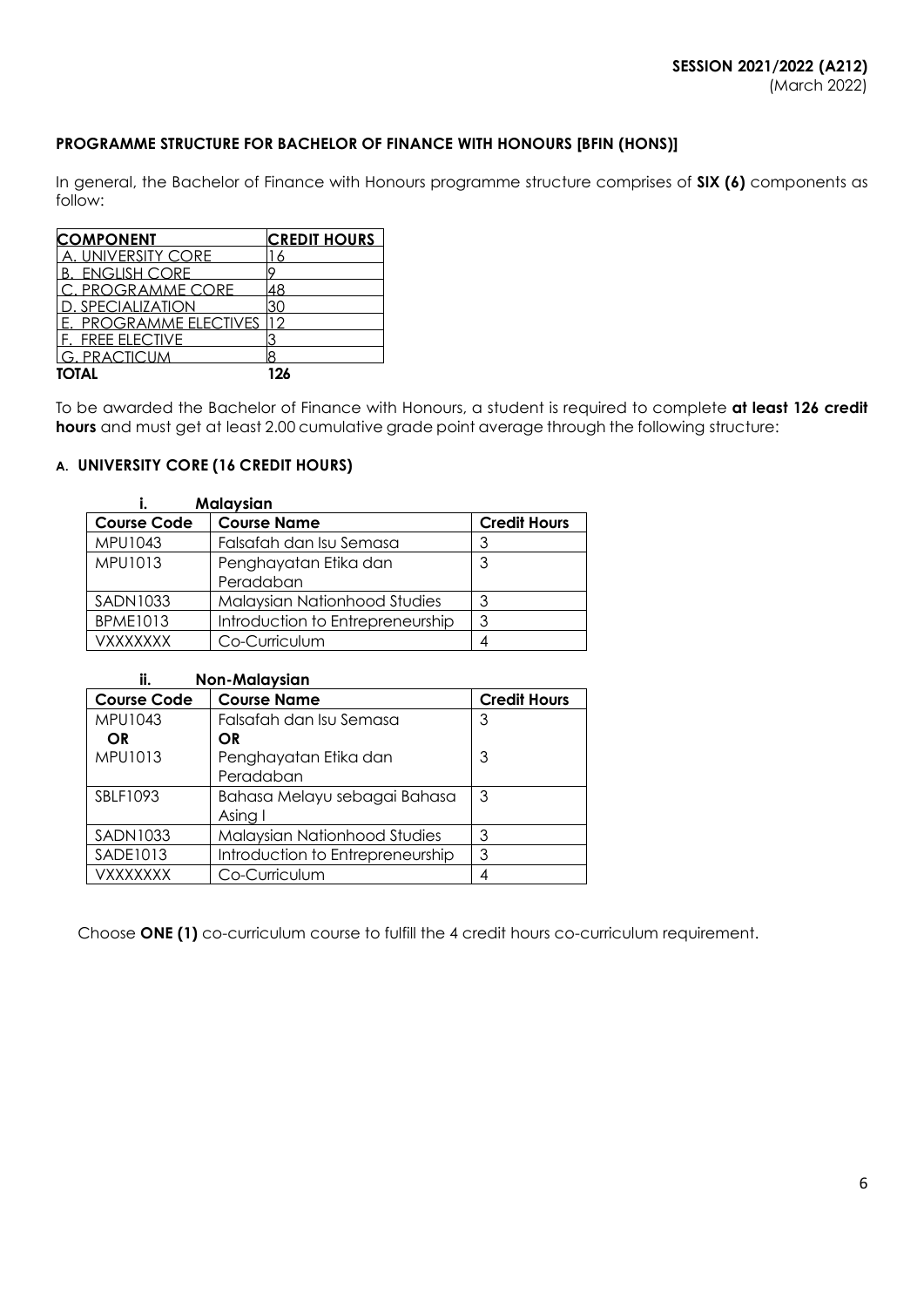**SESSION 2021/2022 (A212)**
(March 2022)

## PROGRAMME STRUCTURE FOR BACHELOR OF FINANCE WITH HONOURS [BFIN (HONS)]

In general, the Bachelor of Finance with Honours programme structure comprises of **SIX (6)** components as follow:

| COMPONENT | CREDIT HOURS |
|---|---|
| A. UNIVERSITY CORE | 16 |
| B. ENGLISH CORE | 9 |
| C. PROGRAMME CORE | 48 |
| D. SPECIALIZATION | 30 |
| E. PROGRAMME ELECTIVES | 12 |
| F. FREE ELECTIVE | 3 |
| G. PRACTICUM | 8 |
| **TOTAL** | **126** |

To be awarded the Bachelor of Finance with Honours, a student is required to complete **at least 126 credit hours** and must get at least 2.00 cumulative grade point average through the following structure:

### A. UNIVERSITY CORE (16 CREDIT HOURS)

**i. Malaysian**

| Course Code | Course Name | Credit Hours |
|---|---|---|
| MPU1043 | Falsafah dan Isu Semasa | 3 |
| MPU1013 | Penghayatan Etika dan Peradaban | 3 |
| SADN1033 | Malaysian Nationhood Studies | 3 |
| BPME1013 | Introduction to Entrepreneurship | 3 |
| VXXXXXXX | Co-Curriculum | 4 |

**ii. Non-Malaysian**

| Course Code | Course Name | Credit Hours |
|---|---|---|
| MPU1043<br>**OR**<br>MPU1013 | Falsafah dan Isu Semasa<br>**OR**<br>Penghayatan Etika dan Peradaban | 3<br><br>3 |
| SBLF1093 | Bahasa Melayu sebagai Bahasa Asing I | 3 |
| SADN1033 | Malaysian Nationhood Studies | 3 |
| SADE1013 | Introduction to Entrepreneurship | 3 |
| VXXXXXXX | Co-Curriculum | 4 |

Choose **ONE (1)** co-curriculum course to fulfill the 4 credit hours co-curriculum requirement.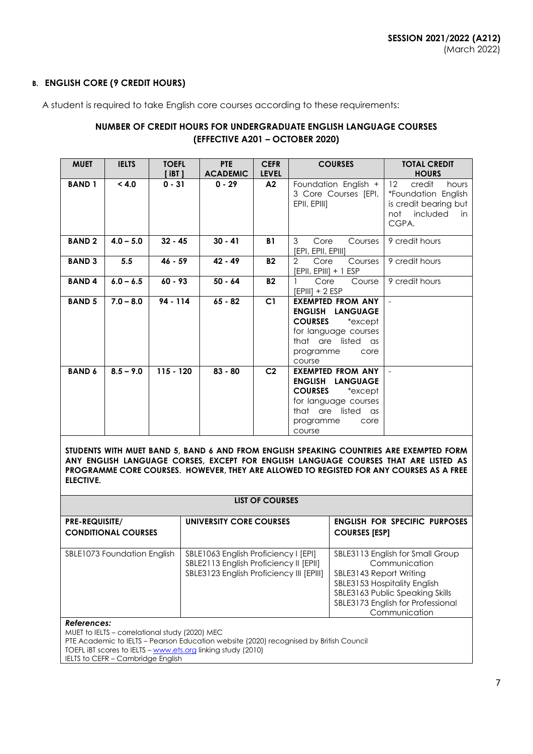### B. ENGLISH CORE (9 CREDIT HOURS)

A student is required to take English core courses according to these requirements:

**NUMBER OF CREDIT HOURS FOR UNDERGRADUATE ENGLISH LANGUAGE COURSES (EFFECTIVE A201 – OCTOBER 2020)**

| MUET | IELTS | TOEFL [ iBT ] | PTE ACADEMIC | CEFR LEVEL | COURSES | TOTAL CREDIT HOURS |
|---|---|---|---|---|---|---|
| **BAND 1** | **< 4.0** | **0 - 31** | **0 - 29** | **A2** | Foundation English + 3 Core Courses [EPI, EPII, EPIII] | 12 credit hours *Foundation English is credit bearing but not included in CGPA. |
| **BAND 2** | **4.0 – 5.0** | **32 - 45** | **30 - 41** | **B1** | 3 Core Courses [EPI, EPII, EPIII] | 9 credit hours |
| **BAND 3** | **5.5** | **46 - 59** | **42 - 49** | **B2** | 2 Core Courses [EPII, EPIII] + 1 ESP | 9 credit hours |
| **BAND 4** | **6.0 – 6.5** | **60 - 93** | **50 - 64** | **B2** | 1 Core Course [EPIII] + 2 ESP | 9 credit hours |
| **BAND 5** | **7.0 – 8.0** | **94 - 114** | **65 - 82** | **C1** | **EXEMPTED FROM ANY ENGLISH LANGUAGE COURSES** *except for language courses that are listed as programme core course | - |
| **BAND 6** | **8.5 – 9.0** | **115 - 120** | **83 - 80** | **C2** | **EXEMPTED FROM ANY ENGLISH LANGUAGE COURSES** *except for language courses that are listed as programme core course | - |

**STUDENTS WITH MUET BAND 5, BAND 6 AND FROM ENGLISH SPEAKING COUNTRIES ARE EXEMPTED FORM ANY ENGLISH LANGUAGE CORSES, EXCEPT FOR ENGLISH LANGUAGE COURSES THAT ARE LISTED AS PROGRAMME CORE COURSES. HOWEVER, THEY ARE ALLOWED TO REGISTED FOR ANY COURSES AS A FREE ELECTIVE.**

**LIST OF COURSES**

| PRE-REQUISITE/ CONDITIONAL COURSES | UNIVERSITY CORE COURSES | ENGLISH FOR SPECIFIC PURPOSES COURSES [ESP] |
|---|---|---|
| SBLE1073 Foundation English | SBLE1063 English Proficiency I [EPI]<br>SBLE2113 English Proficiency II [EPII]<br>SBLE3123 English Proficiency III [EPIII] | SBLE3113 English for Small Group Communication<br>SBLE3143 Report Writing<br>SBLE3153 Hospitality English<br>SBLE3163 Public Speaking Skills<br>SBLE3173 English for Professional Communication |

***References:***
MUET to IELTS – correlational study (2020) MEC
PTE Academic to IELTS – Pearson Education website (2020) recognised by British Council
TOEFL iBT scores to IELTS – www.ets.org linking study (2010)
IELTS to CEFR – Cambridge English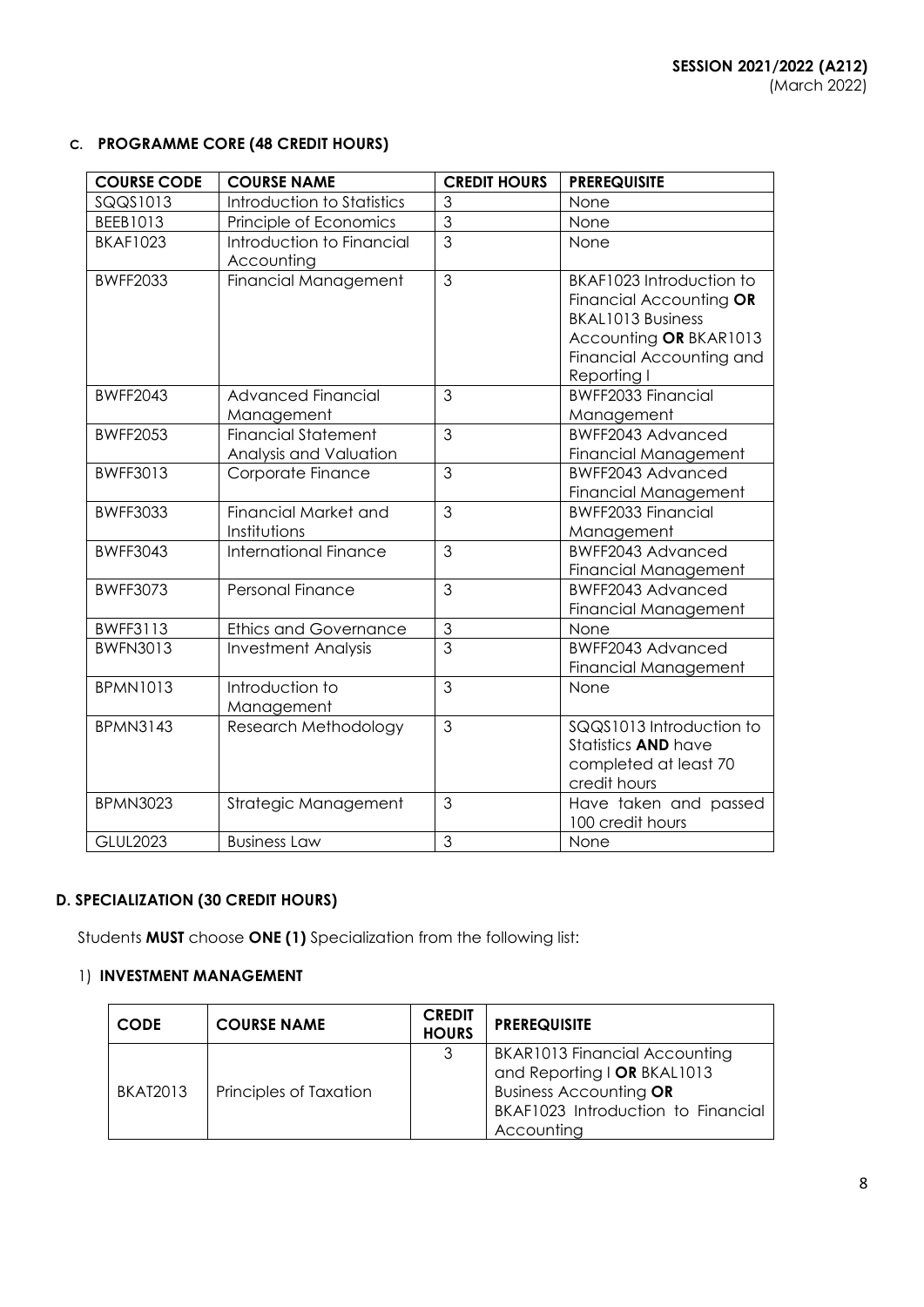**SESSION 2021/2022 (A212)**
(March 2022)

### C. PROGRAMME CORE (48 CREDIT HOURS)

| COURSE CODE | COURSE NAME | CREDIT HOURS | PREREQUISITE |
|---|---|---|---|
| SQQS1013 | Introduction to Statistics | 3 | None |
| BEEB1013 | Principle of Economics | 3 | None |
| BKAF1023 | Introduction to Financial Accounting | 3 | None |
| BWFF2033 | Financial Management | 3 | BKAF1023 Introduction to Financial Accounting **OR** BKAL1013 Business Accounting **OR** BKAR1013 Financial Accounting and Reporting I |
| BWFF2043 | Advanced Financial Management | 3 | BWFF2033 Financial Management |
| BWFF2053 | Financial Statement Analysis and Valuation | 3 | BWFF2043 Advanced Financial Management |
| BWFF3013 | Corporate Finance | 3 | BWFF2043 Advanced Financial Management |
| BWFF3033 | Financial Market and Institutions | 3 | BWFF2033 Financial Management |
| BWFF3043 | International Finance | 3 | BWFF2043 Advanced Financial Management |
| BWFF3073 | Personal Finance | 3 | BWFF2043 Advanced Financial Management |
| BWFF3113 | Ethics and Governance | 3 | None |
| BWFN3013 | Investment Analysis | 3 | BWFF2043 Advanced Financial Management |
| BPMN1013 | Introduction to Management | 3 | None |
| BPMN3143 | Research Methodology | 3 | SQQS1013 Introduction to Statistics **AND** have completed at least 70 credit hours |
| BPMN3023 | Strategic Management | 3 | Have taken and passed 100 credit hours |
| GLUL2023 | Business Law | 3 | None |

### D. SPECIALIZATION (30 CREDIT HOURS)

Students **MUST** choose **ONE (1)** Specialization from the following list:

1) **INVESTMENT MANAGEMENT**

| CODE | COURSE NAME | CREDIT HOURS | PREREQUISITE |
|---|---|---|---|
| BKAT2013 | Principles of Taxation | 3 | BKAR1013 Financial Accounting and Reporting I **OR** BKAL1013 Business Accounting **OR** BKAF1023 Introduction to Financial Accounting |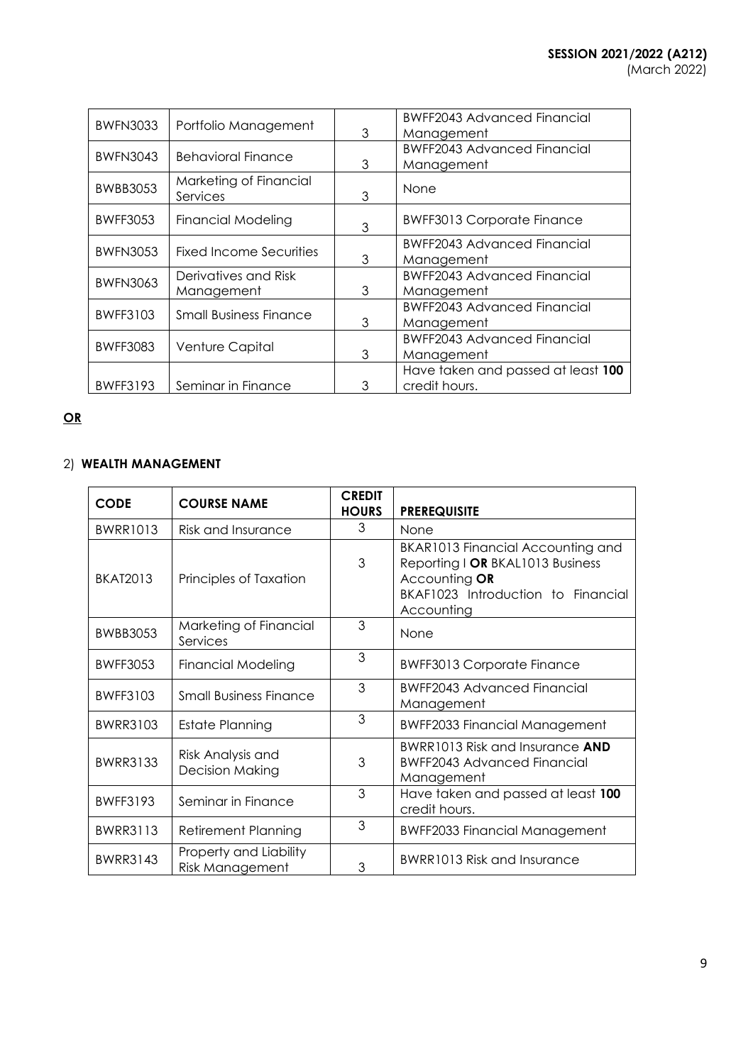| | | | |
|---|---|---|---|
| BWFN3033 | Portfolio Management | 3 | BWFF2043 Advanced Financial Management |
| BWFN3043 | Behavioral Finance | 3 | BWFF2043 Advanced Financial Management |
| BWBB3053 | Marketing of Financial Services | 3 | None |
| BWFF3053 | Financial Modeling | 3 | BWFF3013 Corporate Finance |
| BWFN3053 | Fixed Income Securities | 3 | BWFF2043 Advanced Financial Management |
| BWFN3063 | Derivatives and Risk Management | 3 | BWFF2043 Advanced Financial Management |
| BWFF3103 | Small Business Finance | 3 | BWFF2043 Advanced Financial Management |
| BWFF3083 | Venture Capital | 3 | BWFF2043 Advanced Financial Management |
| BWFF3193 | Seminar in Finance | 3 | Have taken and passed at least **100** credit hours. |

**OR**

2) **WEALTH MANAGEMENT**

| **CODE** | **COURSE NAME** | **CREDIT HOURS** | **PREREQUISITE** |
|---|---|---|---|
| BWRR1013 | Risk and Insurance | 3 | None |
| BKAT2013 | Principles of Taxation | 3 | BKAR1013 Financial Accounting and Reporting I **OR** BKAL1013 Business Accounting **OR** BKAF1023 Introduction to Financial Accounting |
| BWBB3053 | Marketing of Financial Services | 3 | None |
| BWFF3053 | Financial Modeling | 3 | BWFF3013 Corporate Finance |
| BWFF3103 | Small Business Finance | 3 | BWFF2043 Advanced Financial Management |
| BWRR3103 | Estate Planning | 3 | BWFF2033 Financial Management |
| BWRR3133 | Risk Analysis and Decision Making | 3 | BWRR1013 Risk and Insurance **AND** BWFF2043 Advanced Financial Management |
| BWFF3193 | Seminar in Finance | 3 | Have taken and passed at least **100** credit hours. |
| BWRR3113 | Retirement Planning | 3 | BWFF2033 Financial Management |
| BWRR3143 | Property and Liability Risk Management | 3 | BWRR1013 Risk and Insurance |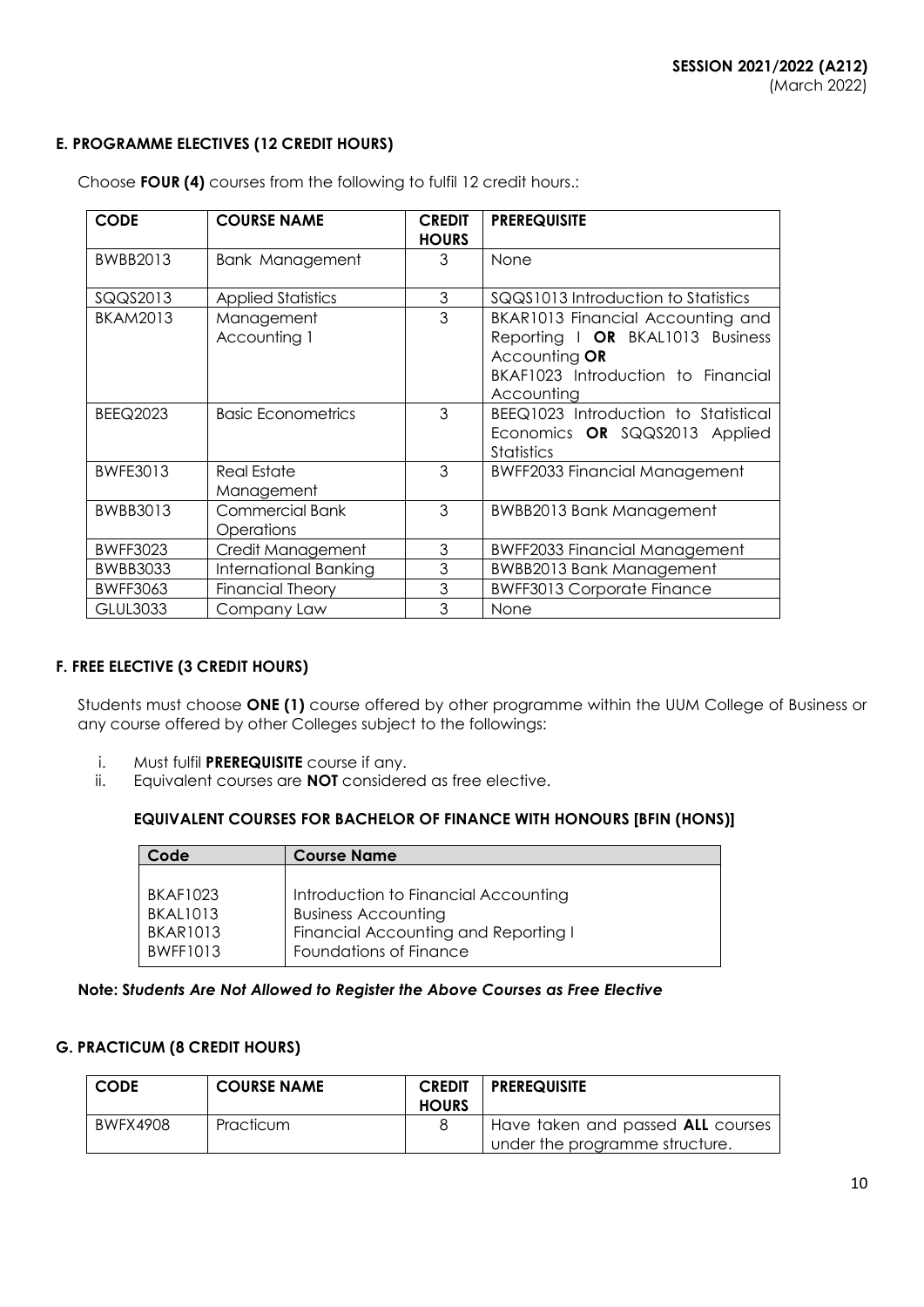**SESSION 2021/2022 (A212)**
(March 2022)

### E. PROGRAMME ELECTIVES (12 CREDIT HOURS)

Choose **FOUR (4)** courses from the following to fulfil 12 credit hours.:

| CODE | COURSE NAME | CREDIT HOURS | PREREQUISITE |
|---|---|---|---|
| BWBB2013 | Bank Management | 3 | None |
| SQQS2013 | Applied Statistics | 3 | SQQS1013 Introduction to Statistics |
| BKAM2013 | Management Accounting 1 | 3 | BKAR1013 Financial Accounting and Reporting I **OR** BKAL1013 Business Accounting **OR** BKAF1023 Introduction to Financial Accounting |
| BEEQ2023 | Basic Econometrics | 3 | BEEQ1023 Introduction to Statistical Economics **OR** SQQS2013 Applied Statistics |
| BWFE3013 | Real Estate Management | 3 | BWFF2033 Financial Management |
| BWBB3013 | Commercial Bank Operations | 3 | BWBB2013 Bank Management |
| BWFF3023 | Credit Management | 3 | BWFF2033 Financial Management |
| BWBB3033 | International Banking | 3 | BWBB2013 Bank Management |
| BWFF3063 | Financial Theory | 3 | BWFF3013 Corporate Finance |
| GLUL3033 | Company Law | 3 | None |

### F. FREE ELECTIVE (3 CREDIT HOURS)

Students must choose **ONE (1)** course offered by other programme within the UUM College of Business or any course offered by other Colleges subject to the followings:

i. Must fulfil **PREREQUISITE** course if any.
ii. Equivalent courses are **NOT** considered as free elective.

**EQUIVALENT COURSES FOR BACHELOR OF FINANCE WITH HONOURS [BFIN (HONS)]**

| Code | Course Name |
|---|---|
| BKAF1023 | Introduction to Financial Accounting |
| BKAL1013 | Business Accounting |
| BKAR1013 | Financial Accounting and Reporting I |
| BWFF1013 | Foundations of Finance |

**Note: *Students Are Not Allowed to Register the Above Courses as Free Elective***

### G. PRACTICUM (8 CREDIT HOURS)

| CODE | COURSE NAME | CREDIT HOURS | PREREQUISITE |
|---|---|---|---|
| BWFX4908 | Practicum | 8 | Have taken and passed **ALL** courses under the programme structure. |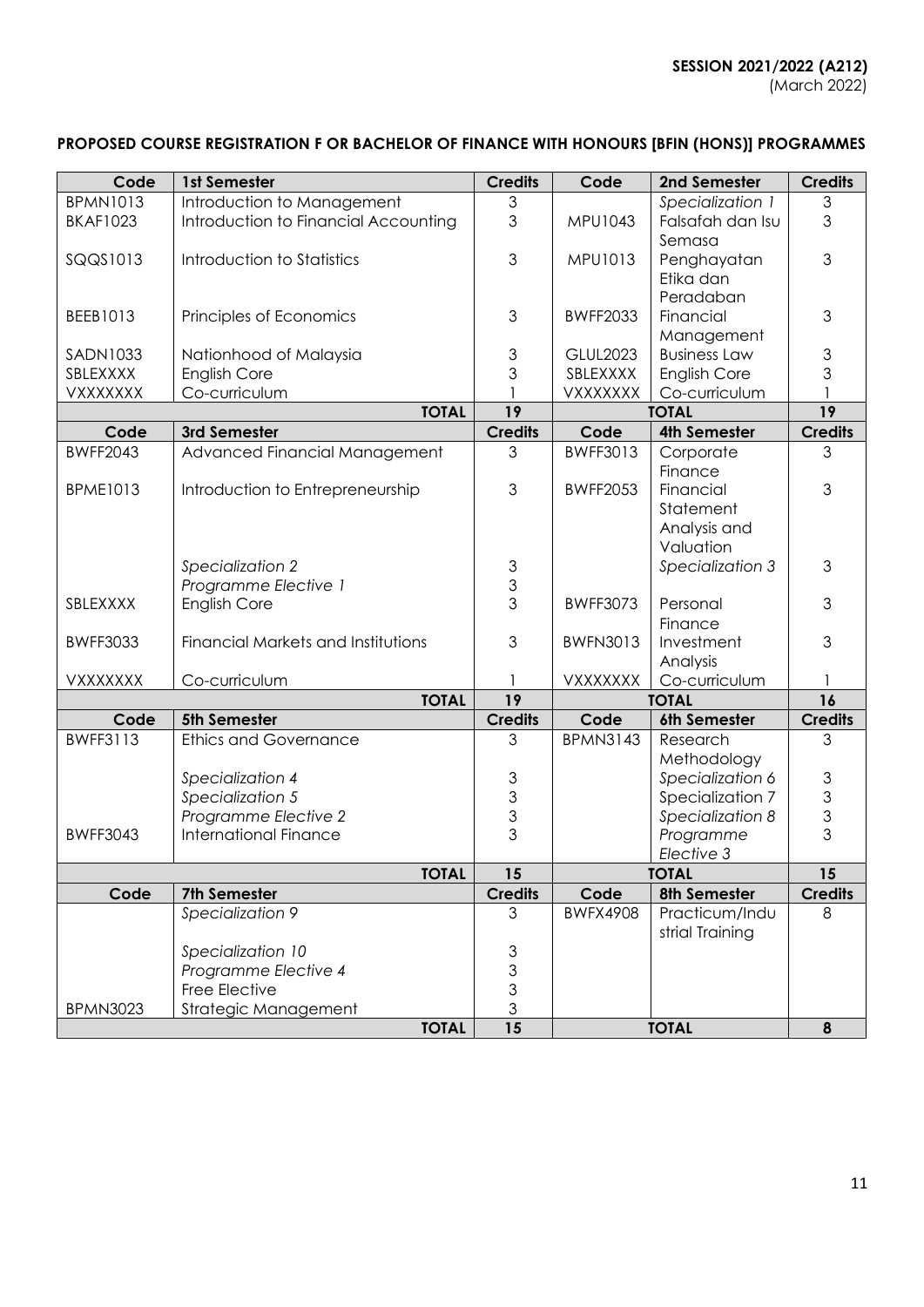**SESSION 2021/2022 (A212)**
(March 2022)

**PROPOSED COURSE REGISTRATION F OR BACHELOR OF FINANCE WITH HONOURS [BFIN (HONS)] PROGRAMMES**

| Code | 1st Semester | Credits | Code | 2nd Semester | Credits |
|---|---|---|---|---|---|
| BPMN1013 | Introduction to Management | 3 | | *Specialization 1* | 3 |
| BKAF1023 | Introduction to Financial Accounting | 3 | MPU1043 | Falsafah dan Isu Semasa | 3 |
| SQQS1013 | Introduction to Statistics | 3 | MPU1013 | Penghayatan Etika dan Peradaban | 3 |
| BEEB1013 | Principles of Economics | 3 | BWFF2033 | Financial Management | 3 |
| SADN1033 | Nationhood of Malaysia | 3 | GLUL2023 | Business Law | 3 |
| SBLEXXXX | English Core | 3 | SBLEXXXX | English Core | 3 |
| VXXXXXXX | Co-curriculum | 1 | VXXXXXXX | Co-curriculum | 1 |
| | **TOTAL** | **19** | | **TOTAL** | **19** |
| **Code** | **3rd Semester** | **Credits** | **Code** | **4th Semester** | **Credits** |
| BWFF2043 | Advanced Financial Management | 3 | BWFF3013 | Corporate Finance | 3 |
| BPME1013 | Introduction to Entrepreneurship | 3 | BWFF2053 | Financial Statement Analysis and Valuation | 3 |
| | *Specialization 2* | 3 | | *Specialization 3* | 3 |
| | *Programme Elective 1* | 3 | | | |
| SBLEXXXX | English Core | 3 | BWFF3073 | Personal Finance | 3 |
| BWFF3033 | Financial Markets and Institutions | 3 | BWFN3013 | Investment Analysis | 3 |
| VXXXXXXX | Co-curriculum | 1 | VXXXXXXX | Co-curriculum | 1 |
| | **TOTAL** | **19** | | **TOTAL** | **16** |
| **Code** | **5th Semester** | **Credits** | **Code** | **6th Semester** | **Credits** |
| BWFF3113 | Ethics and Governance | 3 | BPMN3143 | Research Methodology | 3 |
| | *Specialization 4* | 3 | | *Specialization 6* | 3 |
| | *Specialization 5* | 3 | | Specialization 7 | 3 |
| | *Programme Elective 2* | 3 | | *Specialization 8* | 3 |
| BWFF3043 | International Finance | 3 | | *Programme Elective 3* | 3 |
| | **TOTAL** | **15** | | **TOTAL** | **15** |
| **Code** | **7th Semester** | **Credits** | **Code** | **8th Semester** | **Credits** |
| | *Specialization 9* | 3 | BWFX4908 | Practicum/Industrial Training | 8 |
| | *Specialization 10* | 3 | | | |
| | *Programme Elective 4* | 3 | | | |
| | Free Elective | 3 | | | |
| BPMN3023 | Strategic Management | 3 | | | |
| | **TOTAL** | **15** | | **TOTAL** | **8** |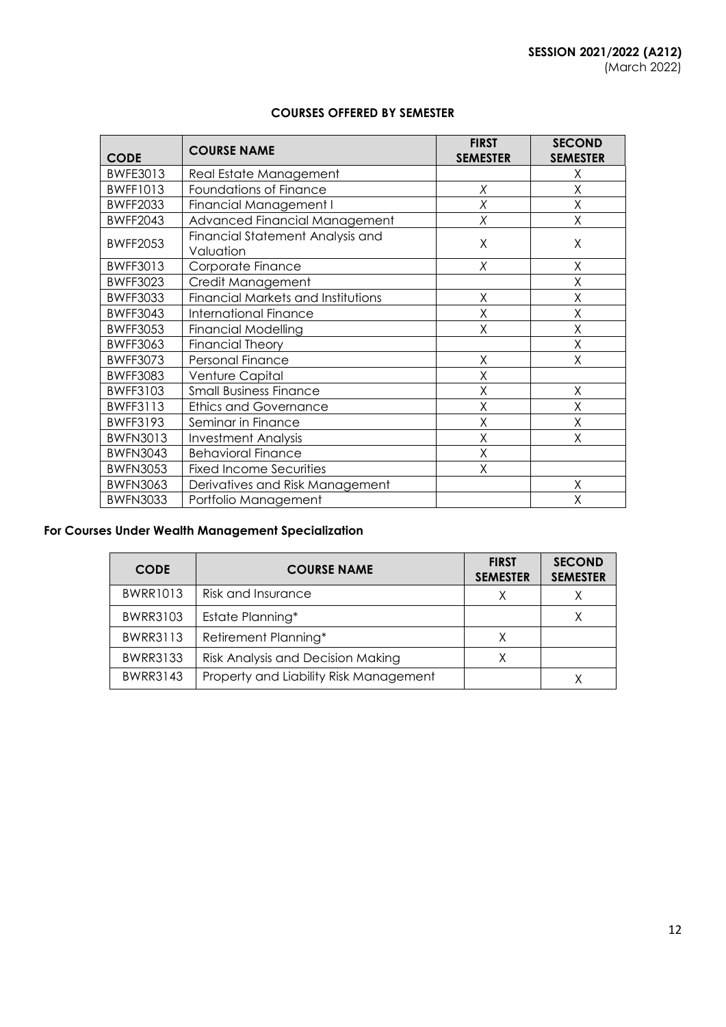**SESSION 2021/2022 (A212)**
(March 2022)

### COURSES OFFERED BY SEMESTER

| CODE | COURSE NAME | FIRST SEMESTER | SECOND SEMESTER |
|---|---|---|---|
| BWFE3013 | Real Estate Management | | X |
| BWFF1013 | Foundations of Finance | X | X |
| BWFF2033 | Financial Management I | X | X |
| BWFF2043 | Advanced Financial Management | X | X |
| BWFF2053 | Financial Statement Analysis and Valuation | X | X |
| BWFF3013 | Corporate Finance | X | X |
| BWFF3023 | Credit Management | | X |
| BWFF3033 | Financial Markets and Institutions | X | X |
| BWFF3043 | International Finance | X | X |
| BWFF3053 | Financial Modelling | X | X |
| BWFF3063 | Financial Theory | | X |
| BWFF3073 | Personal Finance | X | X |
| BWFF3083 | Venture Capital | X | |
| BWFF3103 | Small Business Finance | X | X |
| BWFF3113 | Ethics and Governance | X | X |
| BWFF3193 | Seminar in Finance | X | X |
| BWFN3013 | Investment Analysis | X | X |
| BWFN3043 | Behavioral Finance | X | |
| BWFN3053 | Fixed Income Securities | X | |
| BWFN3063 | Derivatives and Risk Management | | X |
| BWFN3033 | Portfolio Management | | X |

**For Courses Under Wealth Management Specialization**

| CODE | COURSE NAME | FIRST SEMESTER | SECOND SEMESTER |
|---|---|---|---|
| BWRR1013 | Risk and Insurance | X | X |
| BWRR3103 | Estate Planning* | | X |
| BWRR3113 | Retirement Planning* | X | |
| BWRR3133 | Risk Analysis and Decision Making | X | |
| BWRR3143 | Property and Liability Risk Management | | X |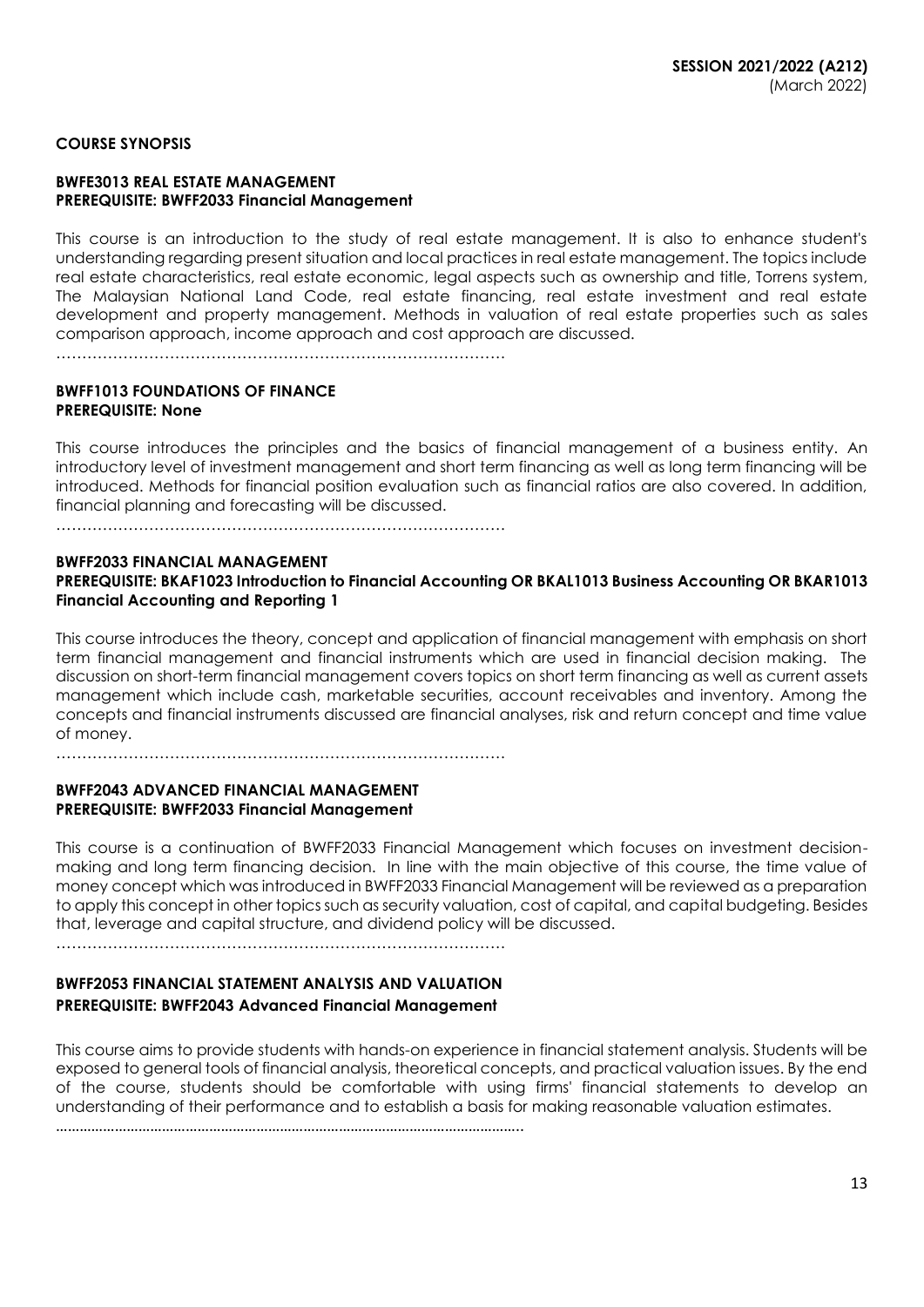**COURSE SYNOPSIS**

**BWFE3013 REAL ESTATE MANAGEMENT**
**PREREQUISITE: BWFF2033 Financial Management**

This course is an introduction to the study of real estate management. It is also to enhance student's understanding regarding present situation and local practices in real estate management. The topics include real estate characteristics, real estate economic, legal aspects such as ownership and title, Torrens system, The Malaysian National Land Code, real estate financing, real estate investment and real estate development and property management. Methods in valuation of real estate properties such as sales comparison approach, income approach and cost approach are discussed.

…………………………………………………………………………

**BWFF1013 FOUNDATIONS OF FINANCE**
**PREREQUISITE: None**

This course introduces the principles and the basics of financial management of a business entity. An introductory level of investment management and short term financing as well as long term financing will be introduced. Methods for financial position evaluation such as financial ratios are also covered. In addition, financial planning and forecasting will be discussed.

…………………………………………………………………………

**BWFF2033 FINANCIAL MANAGEMENT**
**PREREQUISITE: BKAF1023 Introduction to Financial Accounting OR BKAL1013 Business Accounting OR BKAR1013 Financial Accounting and Reporting 1**

This course introduces the theory, concept and application of financial management with emphasis on short term financial management and financial instruments which are used in financial decision making. The discussion on short-term financial management covers topics on short term financing as well as current assets management which include cash, marketable securities, account receivables and inventory. Among the concepts and financial instruments discussed are financial analyses, risk and return concept and time value of money.

…………………………………………………………………………

**BWFF2043 ADVANCED FINANCIAL MANAGEMENT**
**PREREQUISITE: BWFF2033 Financial Management**

This course is a continuation of BWFF2033 Financial Management which focuses on investment decision-making and long term financing decision. In line with the main objective of this course, the time value of money concept which was introduced in BWFF2033 Financial Management will be reviewed as a preparation to apply this concept in other topics such as security valuation, cost of capital, and capital budgeting. Besides that, leverage and capital structure, and dividend policy will be discussed.

…………………………………………………………………………

**BWFF2053 FINANCIAL STATEMENT ANALYSIS AND VALUATION**
**PREREQUISITE: BWFF2043 Advanced Financial Management**

This course aims to provide students with hands-on experience in financial statement analysis. Students will be exposed to general tools of financial analysis, theoretical concepts, and practical valuation issues. By the end of the course, students should be comfortable with using firms' financial statements to develop an understanding of their performance and to establish a basis for making reasonable valuation estimates.

…………………………………………………………………………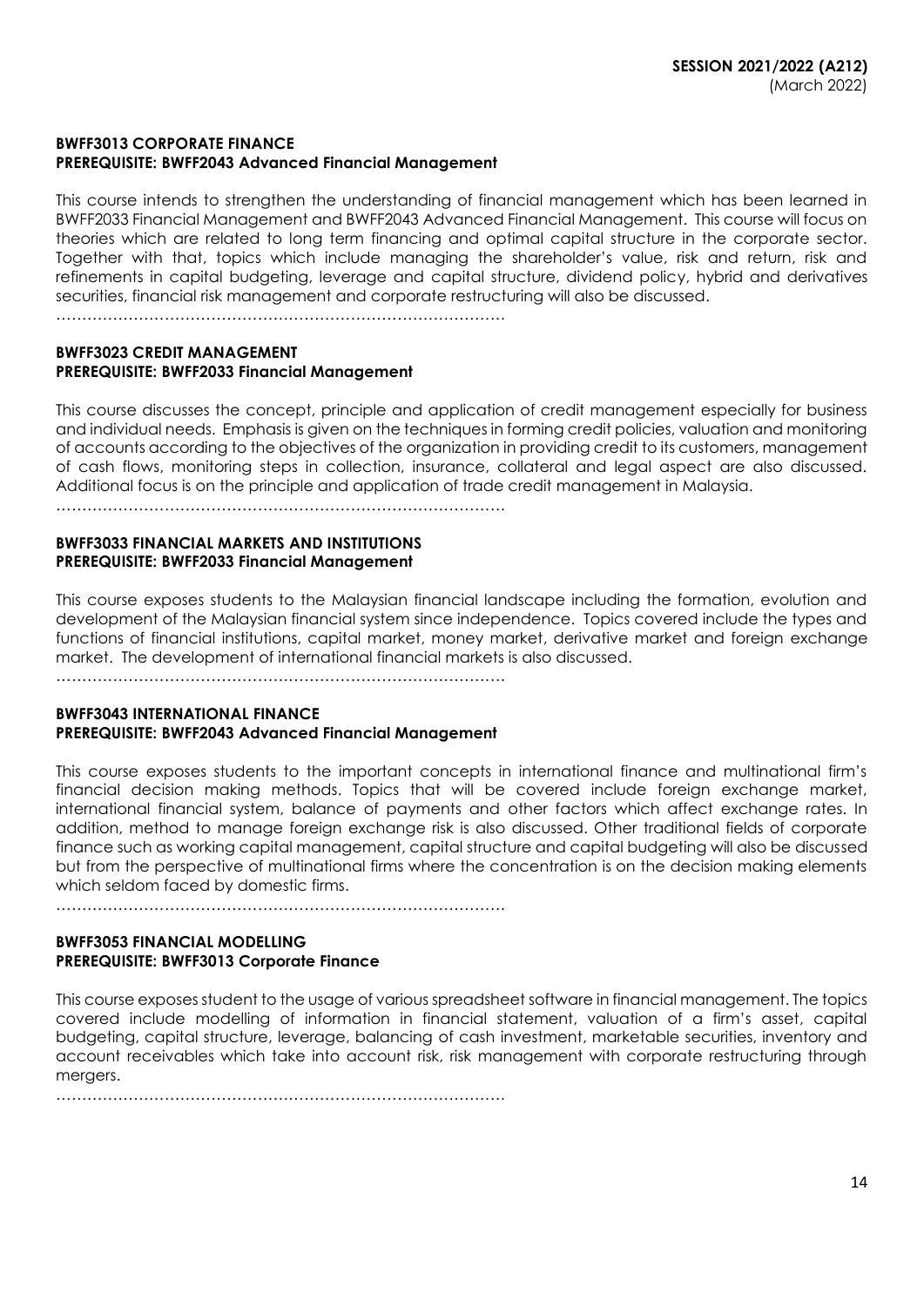#### BWFF3013 CORPORATE FINANCE
**PREREQUISITE: BWFF2043 Advanced Financial Management**

This course intends to strengthen the understanding of financial management which has been learned in BWFF2033 Financial Management and BWFF2043 Advanced Financial Management. This course will focus on theories which are related to long term financing and optimal capital structure in the corporate sector. Together with that, topics which include managing the shareholder's value, risk and return, risk and refinements in capital budgeting, leverage and capital structure, dividend policy, hybrid and derivatives securities, financial risk management and corporate restructuring will also be discussed.

…………………………………………………………………………….

#### BWFF3023 CREDIT MANAGEMENT
**PREREQUISITE: BWFF2033 Financial Management**

This course discusses the concept, principle and application of credit management especially for business and individual needs. Emphasis is given on the techniques in forming credit policies, valuation and monitoring of accounts according to the objectives of the organization in providing credit to its customers, management of cash flows, monitoring steps in collection, insurance, collateral and legal aspect are also discussed. Additional focus is on the principle and application of trade credit management in Malaysia.

…………………………………………………………………………….

#### BWFF3033 FINANCIAL MARKETS AND INSTITUTIONS
**PREREQUISITE: BWFF2033 Financial Management**

This course exposes students to the Malaysian financial landscape including the formation, evolution and development of the Malaysian financial system since independence. Topics covered include the types and functions of financial institutions, capital market, money market, derivative market and foreign exchange market. The development of international financial markets is also discussed.

…………………………………………………………………………….

#### BWFF3043 INTERNATIONAL FINANCE
**PREREQUISITE: BWFF2043 Advanced Financial Management**

This course exposes students to the important concepts in international finance and multinational firm's financial decision making methods. Topics that will be covered include foreign exchange market, international financial system, balance of payments and other factors which affect exchange rates. In addition, method to manage foreign exchange risk is also discussed. Other traditional fields of corporate finance such as working capital management, capital structure and capital budgeting will also be discussed but from the perspective of multinational firms where the concentration is on the decision making elements which seldom faced by domestic firms.

…………………………………………………………………………….

#### BWFF3053 FINANCIAL MODELLING
**PREREQUISITE: BWFF3013 Corporate Finance**

This course exposes student to the usage of various spreadsheet software in financial management. The topics covered include modelling of information in financial statement, valuation of a firm's asset, capital budgeting, capital structure, leverage, balancing of cash investment, marketable securities, inventory and account receivables which take into account risk, risk management with corporate restructuring through mergers.

…………………………………………………………………………….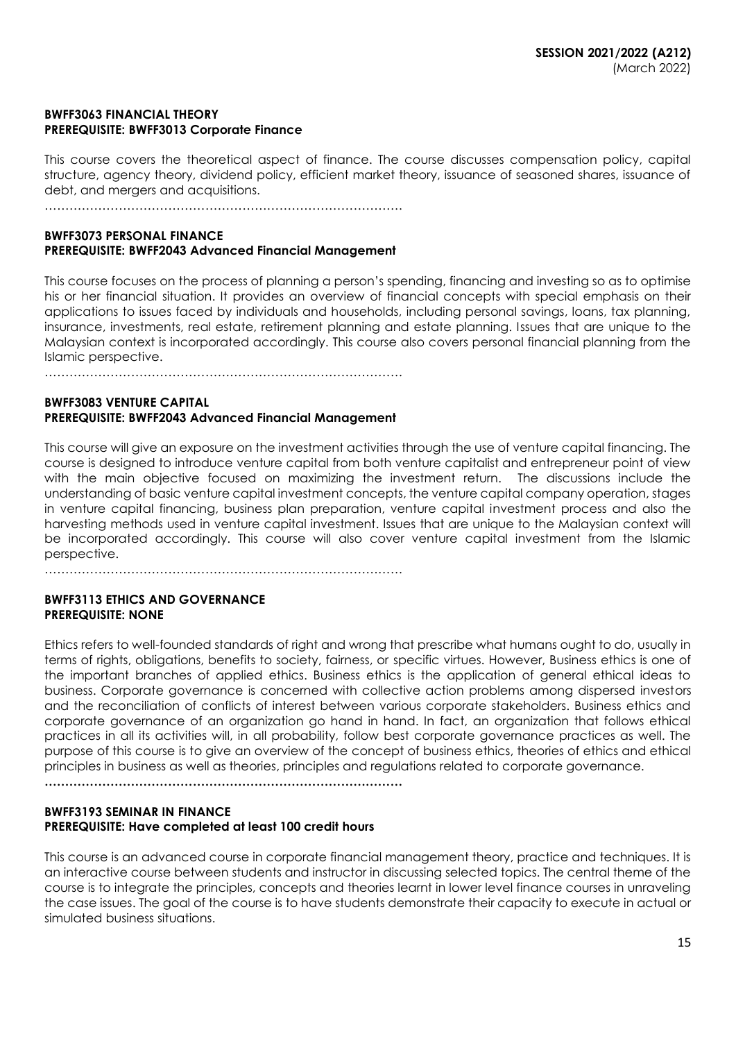**BWFF3063 FINANCIAL THEORY**
**PREREQUISITE: BWFF3013 Corporate Finance**

This course covers the theoretical aspect of finance. The course discusses compensation policy, capital structure, agency theory, dividend policy, efficient market theory, issuance of seasoned shares, issuance of debt, and mergers and acquisitions.

……………………………………………………………………………

**BWFF3073 PERSONAL FINANCE**
**PREREQUISITE: BWFF2043 Advanced Financial Management**

This course focuses on the process of planning a person's spending, financing and investing so as to optimise his or her financial situation. It provides an overview of financial concepts with special emphasis on their applications to issues faced by individuals and households, including personal savings, loans, tax planning, insurance, investments, real estate, retirement planning and estate planning. Issues that are unique to the Malaysian context is incorporated accordingly. This course also covers personal financial planning from the Islamic perspective.

……………………………………………………………………………

**BWFF3083 VENTURE CAPITAL**
**PREREQUISITE: BWFF2043 Advanced Financial Management**

This course will give an exposure on the investment activities through the use of venture capital financing. The course is designed to introduce venture capital from both venture capitalist and entrepreneur point of view with the main objective focused on maximizing the investment return. The discussions include the understanding of basic venture capital investment concepts, the venture capital company operation, stages in venture capital financing, business plan preparation, venture capital investment process and also the harvesting methods used in venture capital investment. Issues that are unique to the Malaysian context will be incorporated accordingly. This course will also cover venture capital investment from the Islamic perspective.

……………………………………………………………………………

**BWFF3113 ETHICS AND GOVERNANCE**
**PREREQUISITE: NONE**

Ethics refers to well-founded standards of right and wrong that prescribe what humans ought to do, usually in terms of rights, obligations, benefits to society, fairness, or specific virtues. However, Business ethics is one of the important branches of applied ethics. Business ethics is the application of general ethical ideas to business. Corporate governance is concerned with collective action problems among dispersed investors and the reconciliation of conflicts of interest between various corporate stakeholders. Business ethics and corporate governance of an organization go hand in hand. In fact, an organization that follows ethical practices in all its activities will, in all probability, follow best corporate governance practices as well. The purpose of this course is to give an overview of the concept of business ethics, theories of ethics and ethical principles in business as well as theories, principles and regulations related to corporate governance.

……………………………………………………………………………

**BWFF3193 SEMINAR IN FINANCE**
**PREREQUISITE: Have completed at least 100 credit hours**

This course is an advanced course in corporate financial management theory, practice and techniques. It is an interactive course between students and instructor in discussing selected topics. The central theme of the course is to integrate the principles, concepts and theories learnt in lower level finance courses in unraveling the case issues. The goal of the course is to have students demonstrate their capacity to execute in actual or simulated business situations.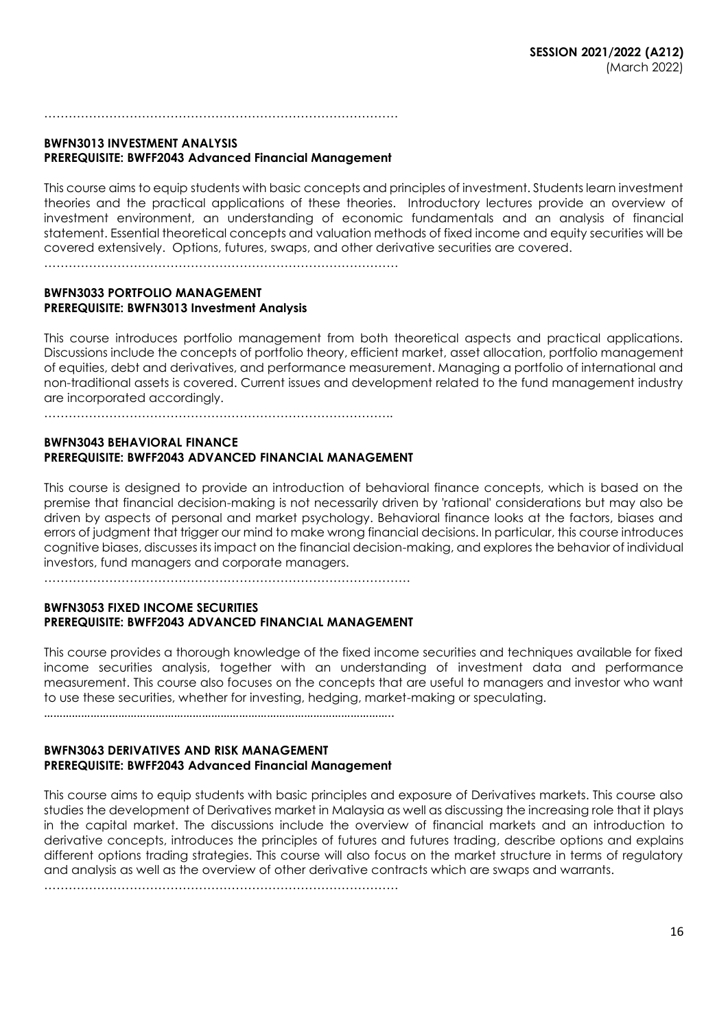**BWFN3013 INVESTMENT ANALYSIS**
**PREREQUISITE: BWFF2043 Advanced Financial Management**

This course aims to equip students with basic concepts and principles of investment. Students learn investment theories and the practical applications of these theories. Introductory lectures provide an overview of investment environment, an understanding of economic fundamentals and an analysis of financial statement. Essential theoretical concepts and valuation methods of fixed income and equity securities will be covered extensively. Options, futures, swaps, and other derivative securities are covered.

**BWFN3033 PORTFOLIO MANAGEMENT**
**PREREQUISITE: BWFN3013 Investment Analysis**

This course introduces portfolio management from both theoretical aspects and practical applications. Discussions include the concepts of portfolio theory, efficient market, asset allocation, portfolio management of equities, debt and derivatives, and performance measurement. Managing a portfolio of international and non-traditional assets is covered. Current issues and development related to the fund management industry are incorporated accordingly.

**BWFN3043 BEHAVIORAL FINANCE**
**PREREQUISITE: BWFF2043 ADVANCED FINANCIAL MANAGEMENT**

This course is designed to provide an introduction of behavioral finance concepts, which is based on the premise that financial decision-making is not necessarily driven by 'rational' considerations but may also be driven by aspects of personal and market psychology. Behavioral finance looks at the factors, biases and errors of judgment that trigger our mind to make wrong financial decisions. In particular, this course introduces cognitive biases, discusses its impact on the financial decision-making, and explores the behavior of individual investors, fund managers and corporate managers.

**BWFN3053 FIXED INCOME SECURITIES**
**PREREQUISITE: BWFF2043 ADVANCED FINANCIAL MANAGEMENT**

This course provides a thorough knowledge of the fixed income securities and techniques available for fixed income securities analysis, together with an understanding of investment data and performance measurement. This course also focuses on the concepts that are useful to managers and investor who want to use these securities, whether for investing, hedging, market-making or speculating.

**BWFN3063 DERIVATIVES AND RISK MANAGEMENT**
**PREREQUISITE: BWFF2043 Advanced Financial Management**

This course aims to equip students with basic principles and exposure of Derivatives markets. This course also studies the development of Derivatives market in Malaysia as well as discussing the increasing role that it plays in the capital market. The discussions include the overview of financial markets and an introduction to derivative concepts, introduces the principles of futures and futures trading, describe options and explains different options trading strategies. This course will also focus on the market structure in terms of regulatory and analysis as well as the overview of other derivative contracts which are swaps and warrants.